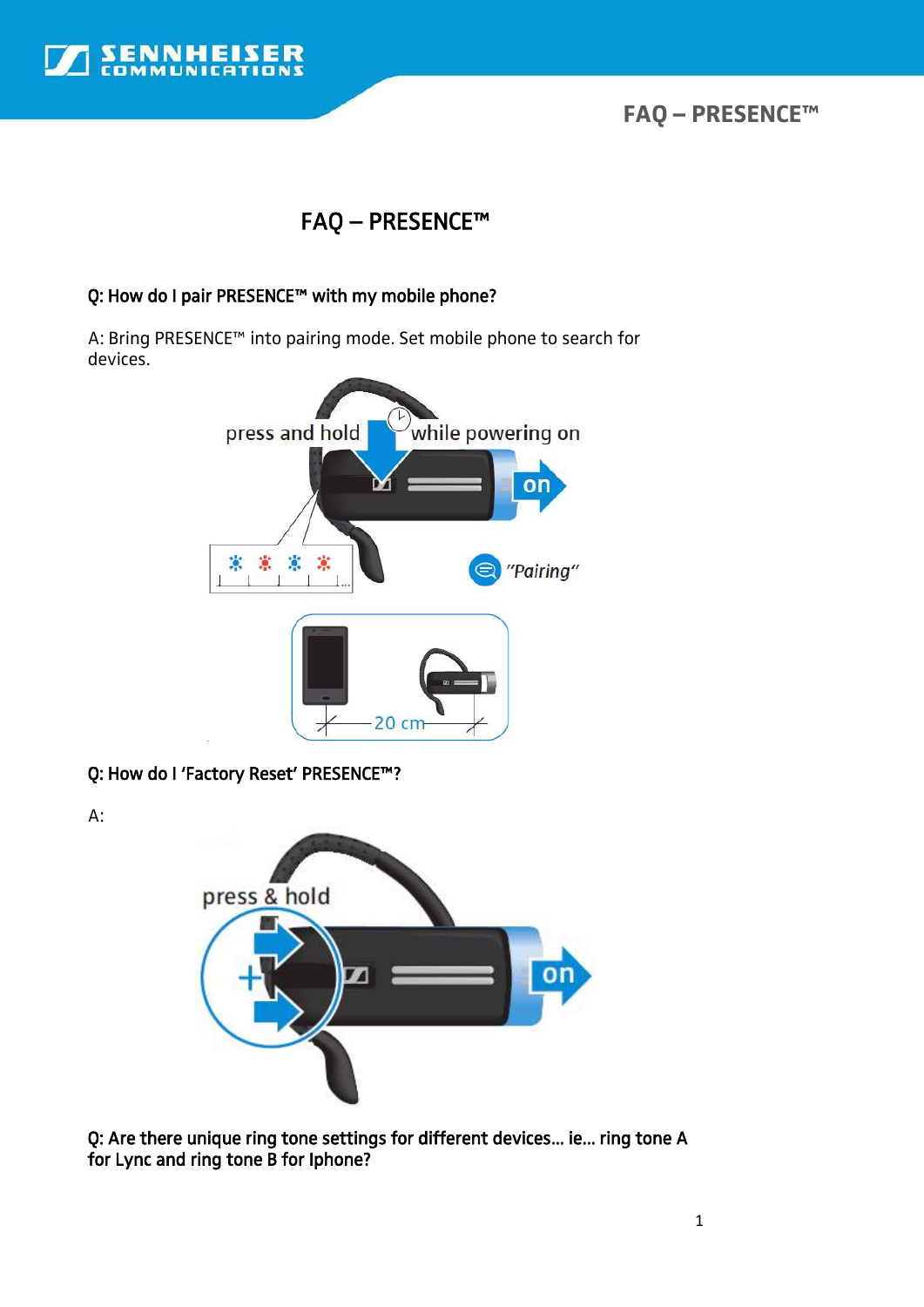# FAQ – PRESENCE™

**Q: How do I pair PRESENCE™ with my mobile phone?**

A: Bring PRESENCE™ into pairing mode. Set mobile phone to search for devices.

press and hold while powering on

on

"Pairing"

20 cm

**Q: How do I 'Factory Reset' PRESENCE™?**

A:

press & hold

on

**Q: Are there unique ring tone settings for different devices… ie… ring tone A for Lync and ring tone B for Iphone?**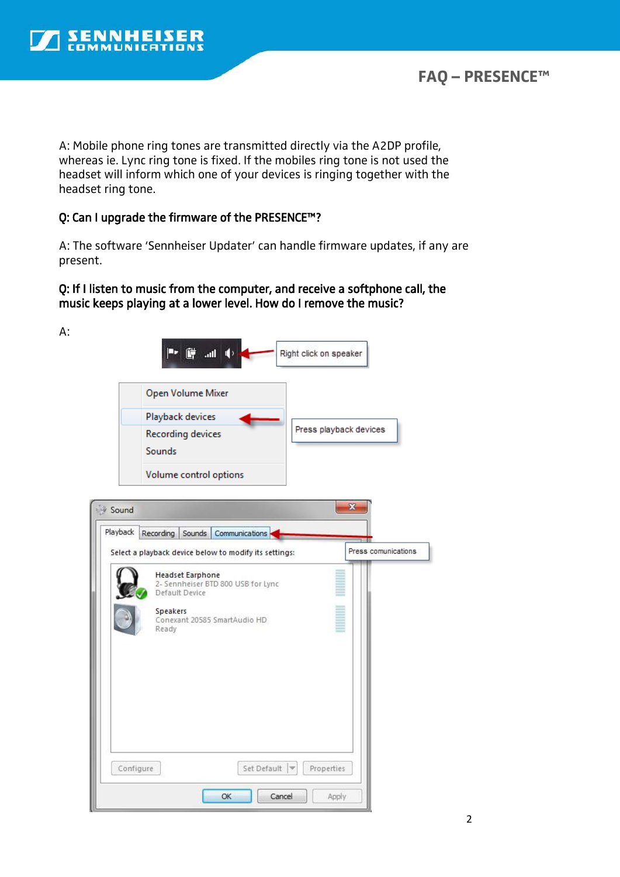A: Mobile phone ring tones are transmitted directly via the A2DP profile, whereas ie. Lync ring tone is fixed. If the mobiles ring tone is not used the headset will inform which one of your devices is ringing together with the headset ring tone.

**Q: Can I upgrade the firmware of the PRESENCE™?**

A: The software 'Sennheiser Updater' can handle firmware updates, if any are present.

**Q: If I listen to music from the computer, and receive a softphone call, the music keeps playing at a lower level. How do I remove the music?**

A:

Right click on speaker

Open Volume Mixer
Playback devices
Recording devices
Sounds
Volume control options

Press playback devices

Sound

Playback | Recording | Sounds | Communications

Press comunications

Select a playback device below to modify its settings:

Headset Earphone
2- Sennheiser BTD 800 USB for Lync
Default Device

Speakers
Conexant 20585 SmartAudio HD
Ready

Configure | Set Default | Properties

OK | Cancel | Apply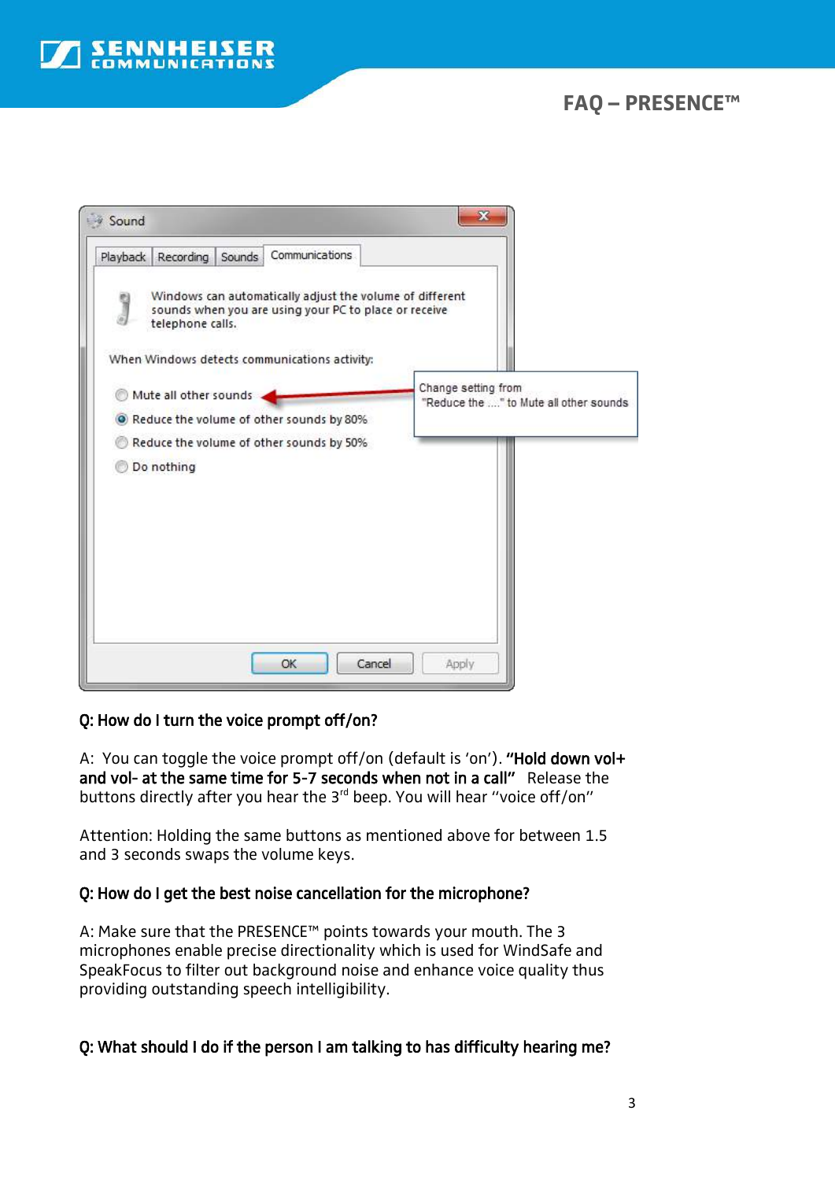Q: How do I turn the voice prompt off/on?

A: You can toggle the voice prompt off/on (default is 'on'). **"Hold down vol+ and vol- at the same time for 5-7 seconds when not in a call"** Release the buttons directly after you hear the 3rd beep. You will hear "voice off/on"

Attention: Holding the same buttons as mentioned above for between 1.5 and 3 seconds swaps the volume keys.

Q: How do I get the best noise cancellation for the microphone?

A: Make sure that the PRESENCE™ points towards your mouth. The 3 microphones enable precise directionality which is used for WindSafe and SpeakFocus to filter out background noise and enhance voice quality thus providing outstanding speech intelligibility.

Q: What should I do if the person I am talking to has difficulty hearing me?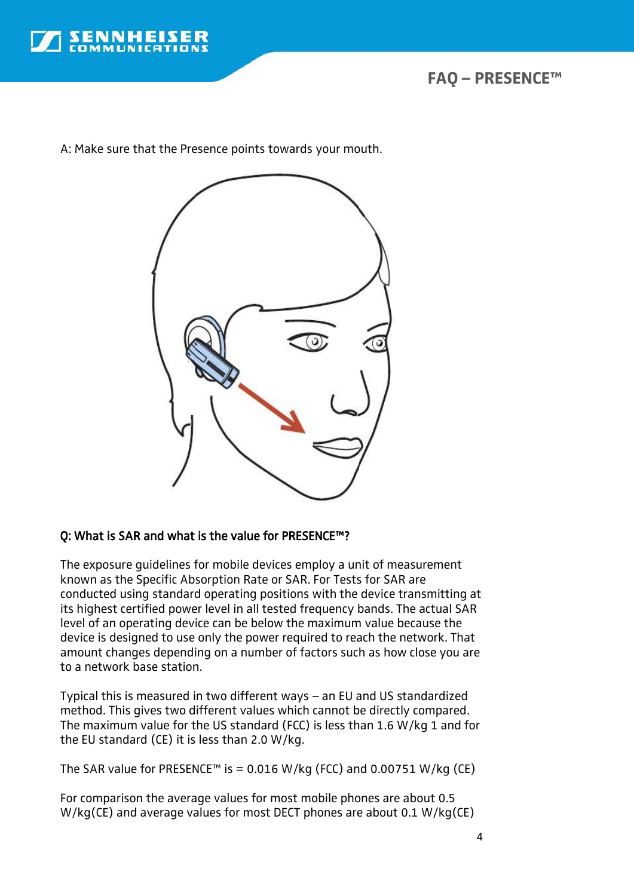A: Make sure that the Presence points towards your mouth.

**Q: What is SAR and what is the value for PRESENCE™?**

The exposure guidelines for mobile devices employ a unit of measurement known as the Specific Absorption Rate or SAR. For Tests for SAR are conducted using standard operating positions with the device transmitting at its highest certified power level in all tested frequency bands. The actual SAR level of an operating device can be below the maximum value because the device is designed to use only the power required to reach the network. That amount changes depending on a number of factors such as how close you are to a network base station.

Typical this is measured in two different ways – an EU and US standardized method. This gives two different values which cannot be directly compared. The maximum value for the US standard (FCC) is less than 1.6 W/kg 1 and for the EU standard (CE) it is less than 2.0 W/kg.

The SAR value for PRESENCE™ is = 0.016 W/kg (FCC) and 0.00751 W/kg (CE)

For comparison the average values for most mobile phones are about 0.5 W/kg(CE) and average values for most DECT phones are about 0.1 W/kg(CE)